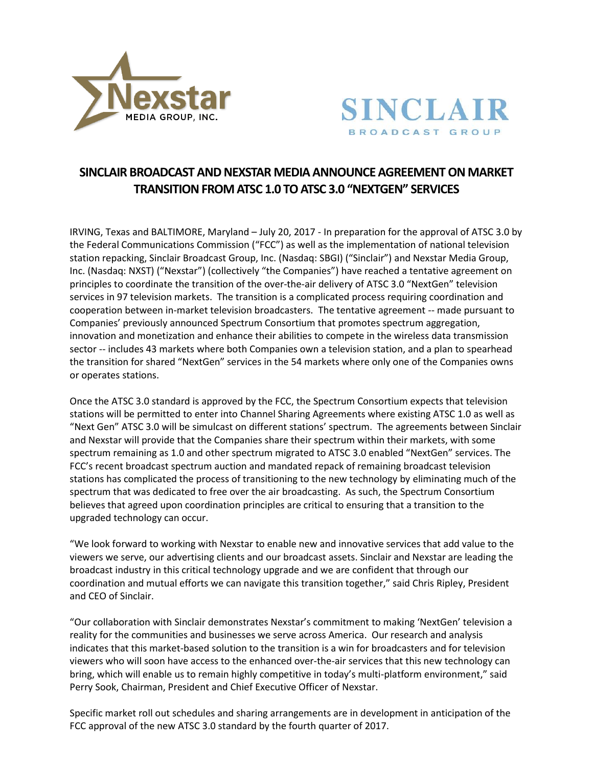# SINCLAIR BROADCAST AND NEXSTAR MEDIA ANNOUNCE AGREEMENT ON MARKET TRANSITION FROM ATSC 1.0 TO ATSC 3.0 "NEXTGEN" SERVICES

IRVING, Texas and BALTIMORE, Maryland – July 20, 2017 - In preparation for the approval of ATSC 3.0 by the Federal Communications Commission ("FCC") as well as the implementation of national television station repacking, Sinclair Broadcast Group, Inc. (Nasdaq: SBGI) ("Sinclair") and Nexstar Media Group, Inc. (Nasdaq: NXST) ("Nexstar") (collectively "the Companies") have reached a tentative agreement on principles to coordinate the transition of the over-the-air delivery of ATSC 3.0 "NextGen" television services in 97 television markets. The transition is a complicated process requiring coordination and cooperation between in-market television broadcasters. The tentative agreement -- made pursuant to Companies' previously announced Spectrum Consortium that promotes spectrum aggregation, innovation and monetization and enhance their abilities to compete in the wireless data transmission sector -- includes 43 markets where both Companies own a television station, and a plan to spearhead the transition for shared "NextGen" services in the 54 markets where only one of the Companies owns or operates stations.

Once the ATSC 3.0 standard is approved by the FCC, the Spectrum Consortium expects that television stations will be permitted to enter into Channel Sharing Agreements where existing ATSC 1.0 as well as "Next Gen" ATSC 3.0 will be simulcast on different stations' spectrum. The agreements between Sinclair and Nexstar will provide that the Companies share their spectrum within their markets, with some spectrum remaining as 1.0 and other spectrum migrated to ATSC 3.0 enabled "NextGen" services. The FCC's recent broadcast spectrum auction and mandated repack of remaining broadcast television stations has complicated the process of transitioning to the new technology by eliminating much of the spectrum that was dedicated to free over the air broadcasting. As such, the Spectrum Consortium believes that agreed upon coordination principles are critical to ensuring that a transition to the upgraded technology can occur.

"We look forward to working with Nexstar to enable new and innovative services that add value to the viewers we serve, our advertising clients and our broadcast assets. Sinclair and Nexstar are leading the broadcast industry in this critical technology upgrade and we are confident that through our coordination and mutual efforts we can navigate this transition together," said Chris Ripley, President and CEO of Sinclair.

"Our collaboration with Sinclair demonstrates Nexstar's commitment to making 'NextGen' television a reality for the communities and businesses we serve across America. Our research and analysis indicates that this market-based solution to the transition is a win for broadcasters and for television viewers who will soon have access to the enhanced over-the-air services that this new technology can bring, which will enable us to remain highly competitive in today's multi-platform environment," said Perry Sook, Chairman, President and Chief Executive Officer of Nexstar.

Specific market roll out schedules and sharing arrangements are in development in anticipation of the FCC approval of the new ATSC 3.0 standard by the fourth quarter of 2017.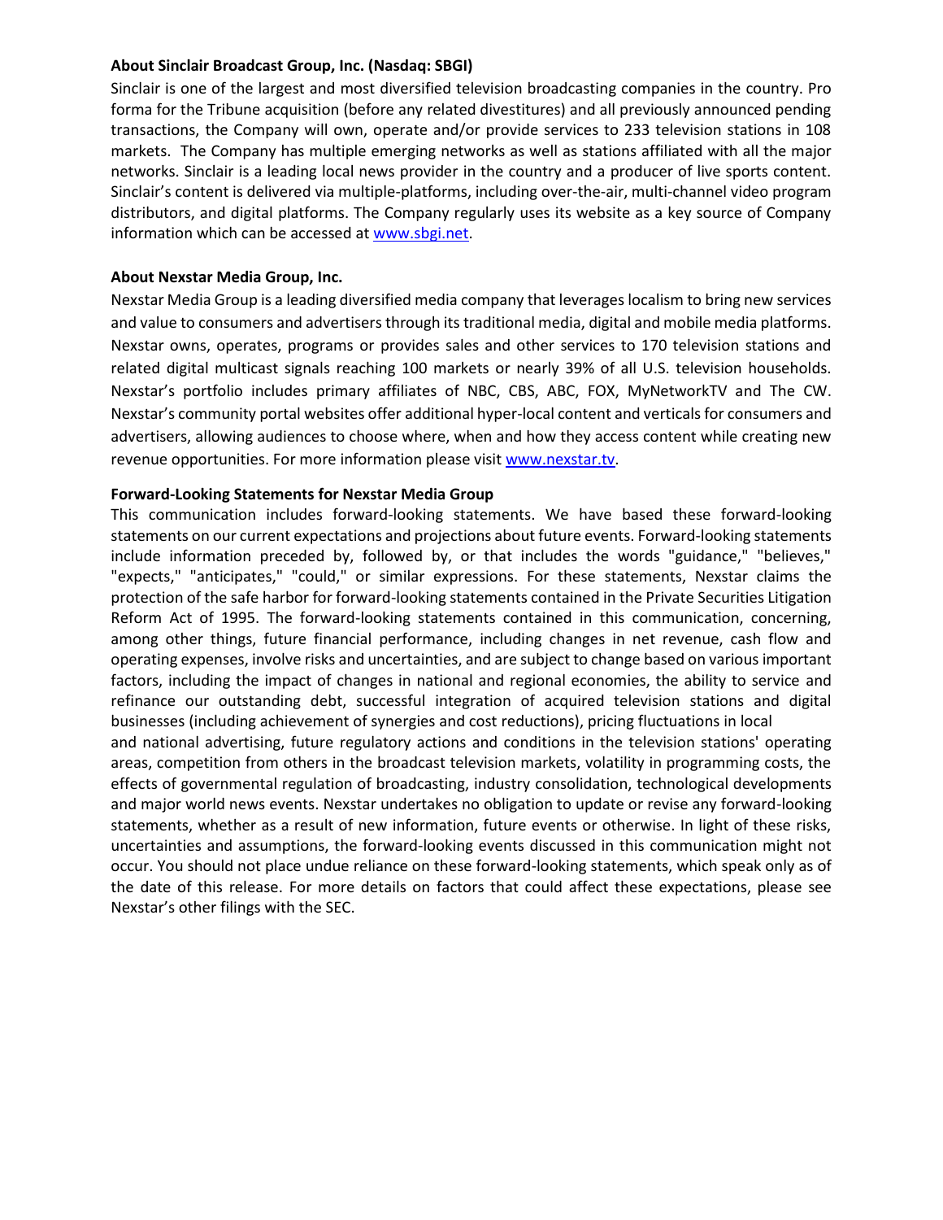**About Sinclair Broadcast Group, Inc. (Nasdaq: SBGI)**

Sinclair is one of the largest and most diversified television broadcasting companies in the country. Pro forma for the Tribune acquisition (before any related divestitures) and all previously announced pending transactions, the Company will own, operate and/or provide services to 233 television stations in 108 markets. The Company has multiple emerging networks as well as stations affiliated with all the major networks. Sinclair is a leading local news provider in the country and a producer of live sports content. Sinclair's content is delivered via multiple-platforms, including over-the-air, multi-channel video program distributors, and digital platforms. The Company regularly uses its website as a key source of Company information which can be accessed at [www.sbgi.net](http://www.sbgi.net).

**About Nexstar Media Group, Inc.**

Nexstar Media Group is a leading diversified media company that leverages localism to bring new services and value to consumers and advertisers through its traditional media, digital and mobile media platforms. Nexstar owns, operates, programs or provides sales and other services to 170 television stations and related digital multicast signals reaching 100 markets or nearly 39% of all U.S. television households. Nexstar's portfolio includes primary affiliates of NBC, CBS, ABC, FOX, MyNetworkTV and The CW. Nexstar's community portal websites offer additional hyper-local content and verticals for consumers and advertisers, allowing audiences to choose where, when and how they access content while creating new revenue opportunities. For more information please visit [www.nexstar.tv](http://www.nexstar.tv).

**Forward-Looking Statements for Nexstar Media Group**

This communication includes forward-looking statements. We have based these forward-looking statements on our current expectations and projections about future events. Forward-looking statements include information preceded by, followed by, or that includes the words "guidance," "believes," "expects," "anticipates," "could," or similar expressions. For these statements, Nexstar claims the protection of the safe harbor for forward-looking statements contained in the Private Securities Litigation Reform Act of 1995. The forward-looking statements contained in this communication, concerning, among other things, future financial performance, including changes in net revenue, cash flow and operating expenses, involve risks and uncertainties, and are subject to change based on various important factors, including the impact of changes in national and regional economies, the ability to service and refinance our outstanding debt, successful integration of acquired television stations and digital businesses (including achievement of synergies and cost reductions), pricing fluctuations in local and national advertising, future regulatory actions and conditions in the television stations' operating areas, competition from others in the broadcast television markets, volatility in programming costs, the effects of governmental regulation of broadcasting, industry consolidation, technological developments and major world news events. Nexstar undertakes no obligation to update or revise any forward-looking statements, whether as a result of new information, future events or otherwise. In light of these risks, uncertainties and assumptions, the forward-looking events discussed in this communication might not occur. You should not place undue reliance on these forward-looking statements, which speak only as of the date of this release. For more details on factors that could affect these expectations, please see Nexstar's other filings with the SEC.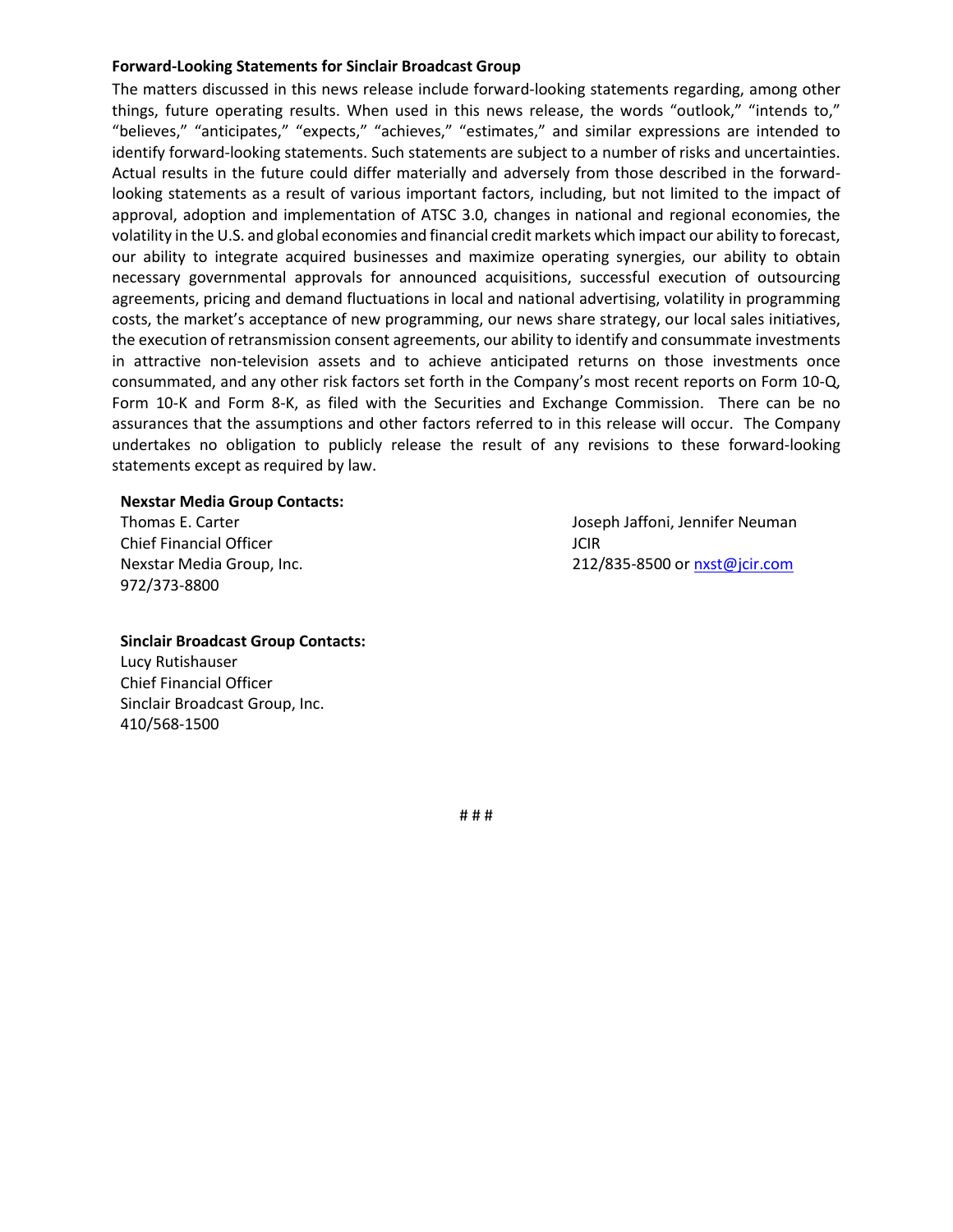**Forward-Looking Statements for Sinclair Broadcast Group**

The matters discussed in this news release include forward-looking statements regarding, among other things, future operating results. When used in this news release, the words "outlook," "intends to," "believes," "anticipates," "expects," "achieves," "estimates," and similar expressions are intended to identify forward-looking statements. Such statements are subject to a number of risks and uncertainties. Actual results in the future could differ materially and adversely from those described in the forward-looking statements as a result of various important factors, including, but not limited to the impact of approval, adoption and implementation of ATSC 3.0, changes in national and regional economies, the volatility in the U.S. and global economies and financial credit markets which impact our ability to forecast, our ability to integrate acquired businesses and maximize operating synergies, our ability to obtain necessary governmental approvals for announced acquisitions, successful execution of outsourcing agreements, pricing and demand fluctuations in local and national advertising, volatility in programming costs, the market's acceptance of new programming, our news share strategy, our local sales initiatives, the execution of retransmission consent agreements, our ability to identify and consummate investments in attractive non-television assets and to achieve anticipated returns on those investments once consummated, and any other risk factors set forth in the Company's most recent reports on Form 10-Q, Form 10-K and Form 8-K, as filed with the Securities and Exchange Commission. There can be no assurances that the assumptions and other factors referred to in this release will occur. The Company undertakes no obligation to publicly release the result of any revisions to these forward-looking statements except as required by law.

**Nexstar Media Group Contacts:**

Thomas E. Carter
Chief Financial Officer
Nexstar Media Group, Inc.
972/373-8800

Joseph Jaffoni, Jennifer Neuman
JCIR
212/835-8500 or nxst@jcir.com

**Sinclair Broadcast Group Contacts:**

Lucy Rutishauser
Chief Financial Officer
Sinclair Broadcast Group, Inc.
410/568-1500

# # #